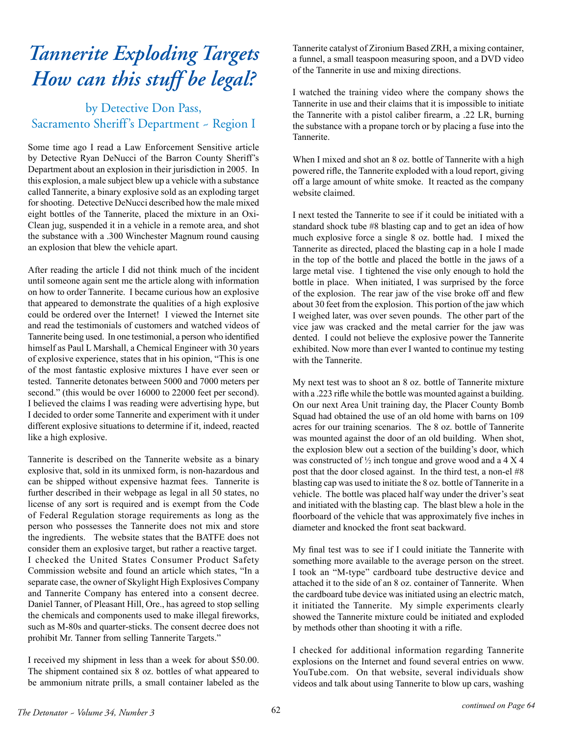# Tannerite Exploding Targets How can this stuff be legal?

### by Detective Don Pass, Sacramento Sheriff's Department ~ Region I

Some time ago I read a Law Enforcement Sensitive article by Detective Ryan DeNucci of the Barron County Sheriff's Department about an explosion in their jurisdiction in 2005. In this explosion, a male subject blew up a vehicle with a substance called Tannerite, a binary explosive sold as an exploding target for shooting. Detective DeNucci described how the male mixed eight bottles of the Tannerite, placed the mixture in an Oxi-Clean jug, suspended it in a vehicle in a remote area, and shot the substance with a .300 Winchester Magnum round causing an explosion that blew the vehicle apart.

After reading the article I did not think much of the incident until someone again sent me the article along with information on how to order Tannerite. I became curious how an explosive that appeared to demonstrate the qualities of a high explosive could be ordered over the Internet! I viewed the Internet site and read the testimonials of customers and watched videos of Tannerite being used. In one testimonial, a person who identified himself as Paul L Marshall, a Chemical Engineer with 30 years of explosive experience, states that in his opinion, "This is one of the most fantastic explosive mixtures I have ever seen or tested. Tannerite detonates between 5000 and 7000 meters per second." (this would be over 16000 to 22000 feet per second). I believed the claims I was reading were advertising hype, but I decided to order some Tannerite and experiment with it under different explosive situations to determine if it, indeed, reacted like a high explosive.

Tannerite is described on the Tannerite website as a binary explosive that, sold in its unmixed form, is non-hazardous and can be shipped without expensive hazmat fees. Tannerite is further described in their webpage as legal in all 50 states, no license of any sort is required and is exempt from the Code of Federal Regulation storage requirements as long as the person who possesses the Tannerite does not mix and store the ingredients. The website states that the BATFE does not consider them an explosive target, but rather a reactive target. I checked the United States Consumer Product Safety Commission website and found an article which states, "In a separate case, the owner of Skylight High Explosives Company and Tannerite Company has entered into a consent decree. Daniel Tanner, of Pleasant Hill, Ore., has agreed to stop selling the chemicals and components used to make illegal fireworks, such as M-80s and quarter-sticks. The consent decree does not prohibit Mr. Tanner from selling Tannerite Targets."

I received my shipment in less than a week for about $50.00. The shipment contained six 8 oz. bottles of what appeared to be ammonium nitrate prills, a small container labeled as the Tannerite catalyst of Zironium Based ZRH, a mixing container, a funnel, a small teaspoon measuring spoon, and a DVD video of the Tannerite in use and mixing directions.

I watched the training video where the company shows the Tannerite in use and their claims that it is impossible to initiate the Tannerite with a pistol caliber firearm, a .22 LR, burning the substance with a propane torch or by placing a fuse into the Tannerite.

When I mixed and shot an 8 oz. bottle of Tannerite with a high powered rifle, the Tannerite exploded with a loud report, giving off a large amount of white smoke. It reacted as the company website claimed.

I next tested the Tannerite to see if it could be initiated with a standard shock tube #8 blasting cap and to get an idea of how much explosive force a single 8 oz. bottle had. I mixed the Tannerite as directed, placed the blasting cap in a hole I made in the top of the bottle and placed the bottle in the jaws of a large metal vise. I tightened the vise only enough to hold the bottle in place. When initiated, I was surprised by the force of the explosion. The rear jaw of the vise broke off and flew about 30 feet from the explosion. This portion of the jaw which I weighed later, was over seven pounds. The other part of the vice jaw was cracked and the metal carrier for the jaw was dented. I could not believe the explosive power the Tannerite exhibited. Now more than ever I wanted to continue my testing with the Tannerite.

My next test was to shoot an 8 oz. bottle of Tannerite mixture with a .223 rifle while the bottle was mounted against a building. On our next Area Unit training day, the Placer County Bomb Squad had obtained the use of an old home with barns on 109 acres for our training scenarios. The 8 oz. bottle of Tannerite was mounted against the door of an old building. When shot, the explosion blew out a section of the building's door, which was constructed of ½ inch tongue and grove wood and a 4 X 4 post that the door closed against. In the third test, a non-el #8 blasting cap was used to initiate the 8 oz. bottle of Tannerite in a vehicle. The bottle was placed half way under the driver's seat and initiated with the blasting cap. The blast blew a hole in the floorboard of the vehicle that was approximately five inches in diameter and knocked the front seat backward.

My final test was to see if I could initiate the Tannerite with something more available to the average person on the street. I took an "M-type" cardboard tube destructive device and attached it to the side of an 8 oz. container of Tannerite. When the cardboard tube device was initiated using an electric match, it initiated the Tannerite. My simple experiments clearly showed the Tannerite mixture could be initiated and exploded by methods other than shooting it with a rifle.

I checked for additional information regarding Tannerite explosions on the Internet and found several entries on www.YouTube.com. On that website, several individuals show videos and talk about using Tannerite to blow up cars, washing

*continued on Page 64*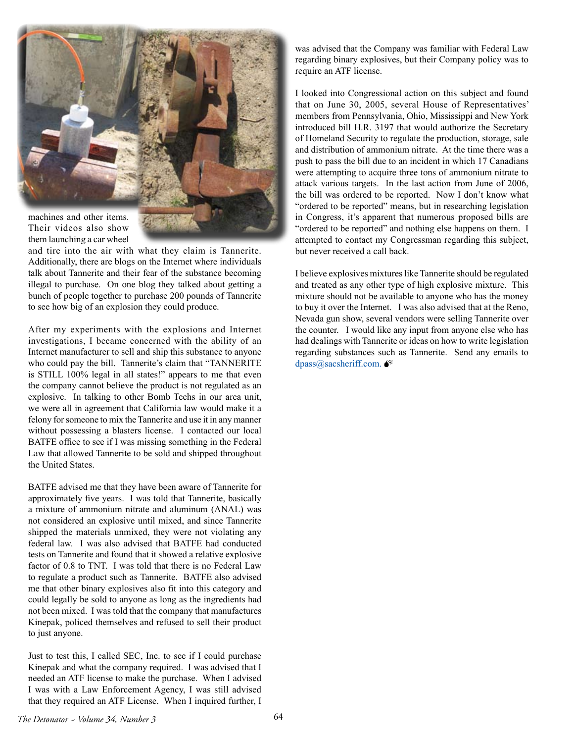machines and other items. Their videos also show them launching a car wheel and tire into the air with what they claim is Tannerite. Additionally, there are blogs on the Internet where individuals talk about Tannerite and their fear of the substance becoming illegal to purchase. On one blog they talked about getting a bunch of people together to purchase 200 pounds of Tannerite to see how big of an explosion they could produce.

After my experiments with the explosions and Internet investigations, I became concerned with the ability of an Internet manufacturer to sell and ship this substance to anyone who could pay the bill. Tannerite's claim that "TANNERITE is STILL 100% legal in all states!" appears to me that even the company cannot believe the product is not regulated as an explosive. In talking to other Bomb Techs in our area unit, we were all in agreement that California law would make it a felony for someone to mix the Tannerite and use it in any manner without possessing a blasters license. I contacted our local BATFE office to see if I was missing something in the Federal Law that allowed Tannerite to be sold and shipped throughout the United States.

BATFE advised me that they have been aware of Tannerite for approximately five years. I was told that Tannerite, basically a mixture of ammonium nitrate and aluminum (ANAL) was not considered an explosive until mixed, and since Tannerite shipped the materials unmixed, they were not violating any federal law. I was also advised that BATFE had conducted tests on Tannerite and found that it showed a relative explosive factor of 0.8 to TNT. I was told that there is no Federal Law to regulate a product such as Tannerite. BATFE also advised me that other binary explosives also fit into this category and could legally be sold to anyone as long as the ingredients had not been mixed. I was told that the company that manufactures Kinepak, policed themselves and refused to sell their product to just anyone.

Just to test this, I called SEC, Inc. to see if I could purchase Kinepak and what the company required. I was advised that I needed an ATF license to make the purchase. When I advised I was with a Law Enforcement Agency, I was still advised that they required an ATF License. When I inquired further, I was advised that the Company was familiar with Federal Law regarding binary explosives, but their Company policy was to require an ATF license.

I looked into Congressional action on this subject and found that on June 30, 2005, several House of Representatives' members from Pennsylvania, Ohio, Mississippi and New York introduced bill H.R. 3197 that would authorize the Secretary of Homeland Security to regulate the production, storage, sale and distribution of ammonium nitrate. At the time there was a push to pass the bill due to an incident in which 17 Canadians were attempting to acquire three tons of ammonium nitrate to attack various targets. In the last action from June of 2006, the bill was ordered to be reported. Now I don't know what "ordered to be reported" means, but in researching legislation in Congress, it's apparent that numerous proposed bills are "ordered to be reported" and nothing else happens on them. I attempted to contact my Congressman regarding this subject, but never received a call back.

I believe explosives mixtures like Tannerite should be regulated and treated as any other type of high explosive mixture. This mixture should not be available to anyone who has the money to buy it over the Internet. I was also advised that at the Reno, Nevada gun show, several vendors were selling Tannerite over the counter. I would like any input from anyone else who has had dealings with Tannerite or ideas on how to write legislation regarding substances such as Tannerite. Send any emails to dpass@sacsheriff.com.